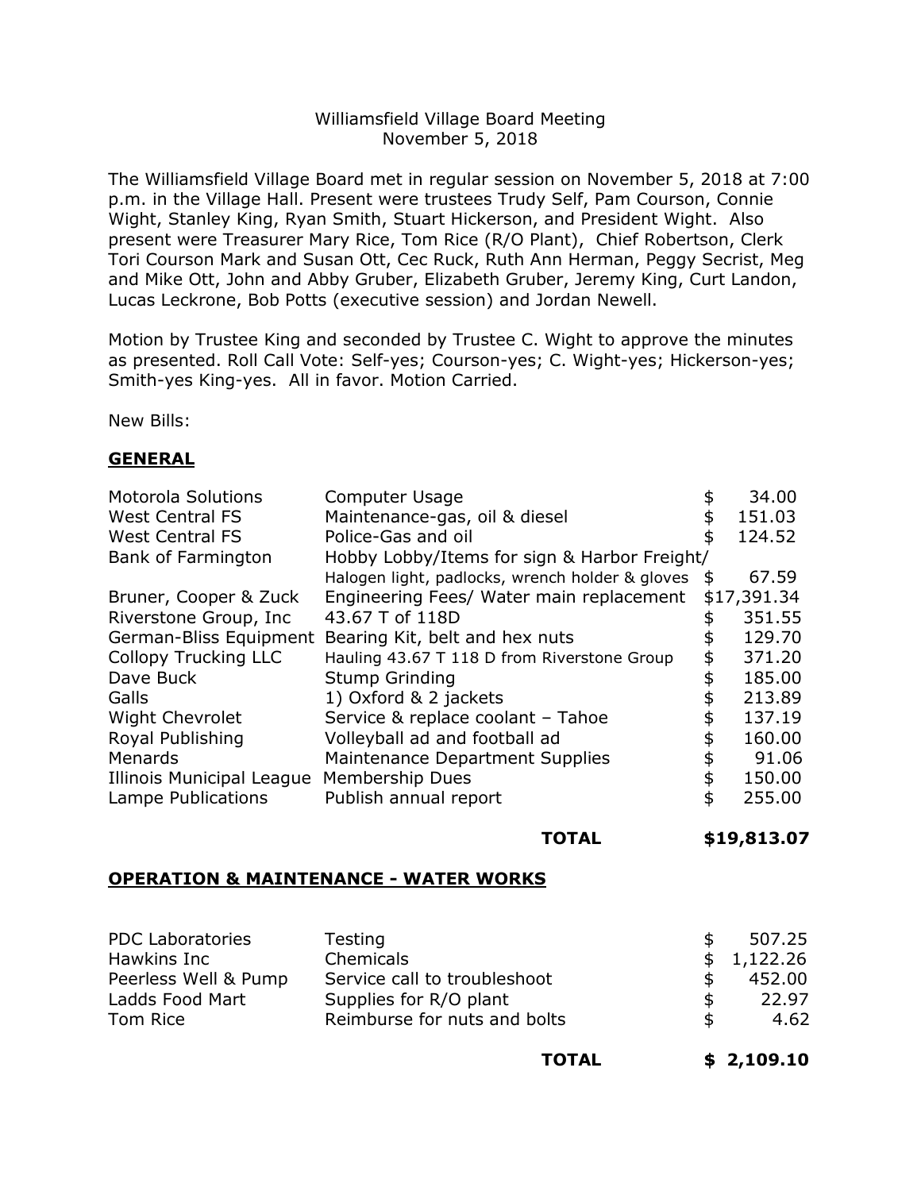Williamsfield Village Board Meeting
November 5, 2018

The Williamsfield Village Board met in regular session on November 5, 2018 at 7:00 p.m. in the Village Hall. Present were trustees Trudy Self, Pam Courson, Connie Wight, Stanley King, Ryan Smith, Stuart Hickerson, and President Wight. Also present were Treasurer Mary Rice, Tom Rice (R/O Plant), Chief Robertson, Clerk Tori Courson Mark and Susan Ott, Cec Ruck, Ruth Ann Herman, Peggy Secrist, Meg and Mike Ott, John and Abby Gruber, Elizabeth Gruber, Jeremy King, Curt Landon, Lucas Leckrone, Bob Potts (executive session) and Jordan Newell.

Motion by Trustee King and seconded by Trustee C. Wight to approve the minutes as presented. Roll Call Vote: Self-yes; Courson-yes; C. Wight-yes; Hickerson-yes; Smith-yes King-yes. All in favor. Motion Carried.

New Bills:

## GENERAL

| | | |
|---|---|---|
| Motorola Solutions | Computer Usage | $ 34.00 |
| West Central FS | Maintenance-gas, oil & diesel | $ 151.03 |
| West Central FS | Police-Gas and oil | $ 124.52 |
| Bank of Farmington | Hobby Lobby/Items for sign & Harbor Freight/ Halogen light, padlocks, wrench holder & gloves | $ 67.59 |
| Bruner, Cooper & Zuck | Engineering Fees/ Water main replacement | $17,391.34 |
| Riverstone Group, Inc | 43.67 T of 118D | $ 351.55 |
| German-Bliss Equipment | Bearing Kit, belt and hex nuts | $ 129.70 |
| Collopy Trucking LLC | Hauling 43.67 T 118 D from Riverstone Group | $ 371.20 |
| Dave Buck | Stump Grinding | $ 185.00 |
| Galls | 1) Oxford & 2 jackets | $ 213.89 |
| Wight Chevrolet | Service & replace coolant – Tahoe | $ 137.19 |
| Royal Publishing | Volleyball ad and football ad | $ 160.00 |
| Menards | Maintenance Department Supplies | $ 91.06 |
| Illinois Municipal League | Membership Dues | $ 150.00 |
| Lampe Publications | Publish annual report | $ 255.00 |
| | **TOTAL** | **$19,813.07** |

## OPERATION & MAINTENANCE - WATER WORKS

| | | |
|---|---|---|
| PDC Laboratories | Testing | $ 507.25 |
| Hawkins Inc | Chemicals | $ 1,122.26 |
| Peerless Well & Pump | Service call to troubleshoot | $ 452.00 |
| Ladds Food Mart | Supplies for R/O plant | $ 22.97 |
| Tom Rice | Reimburse for nuts and bolts | $ 4.62 |
| | **TOTAL** | **$ 2,109.10** |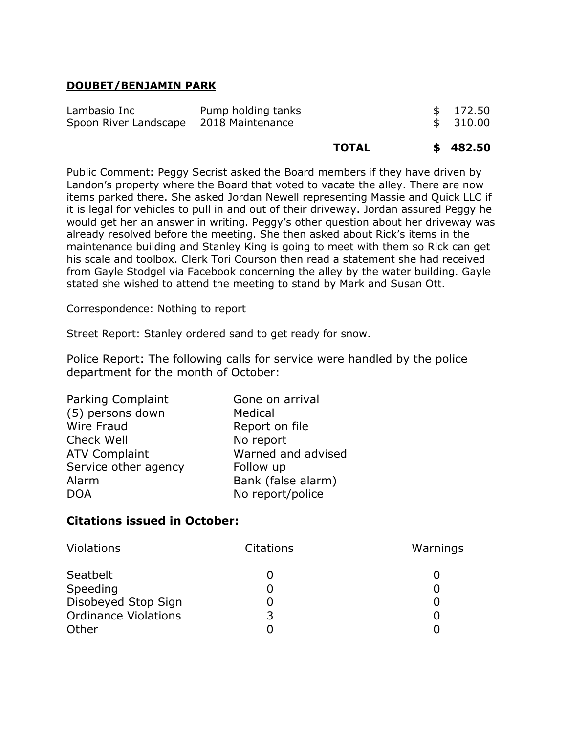## DOUBET/BENJAMIN PARK

| | | | |
|---|---|---|---|
| Lambasio Inc | Pump holding tanks | | $ 172.50 |
| Spoon River Landscape | 2018 Maintenance | | $ 310.00 |
| | | **TOTAL** | **$ 482.50** |

Public Comment: Peggy Secrist asked the Board members if they have driven by Landon's property where the Board that voted to vacate the alley. There are now items parked there. She asked Jordan Newell representing Massie and Quick LLC if it is legal for vehicles to pull in and out of their driveway. Jordan assured Peggy he would get her an answer in writing. Peggy's other question about her driveway was already resolved before the meeting. She then asked about Rick's items in the maintenance building and Stanley King is going to meet with them so Rick can get his scale and toolbox. Clerk Tori Courson then read a statement she had received from Gayle Stodgel via Facebook concerning the alley by the water building. Gayle stated she wished to attend the meeting to stand by Mark and Susan Ott.

Correspondence: Nothing to report

Street Report: Stanley ordered sand to get ready for snow.

Police Report: The following calls for service were handled by the police department for the month of October:

| | |
|---|---|
| Parking Complaint | Gone on arrival |
| (5) persons down | Medical |
| Wire Fraud | Report on file |
| Check Well | No report |
| ATV Complaint | Warned and advised |
| Service other agency | Follow up |
| Alarm | Bank (false alarm) |
| DOA | No report/police |

### Citations issued in October:

| Violations | Citations | Warnings |
|---|---|---|
| Seatbelt | 0 | 0 |
| Speeding | 0 | 0 |
| Disobeyed Stop Sign | 0 | 0 |
| Ordinance Violations | 3 | 0 |
| Other | 0 | 0 |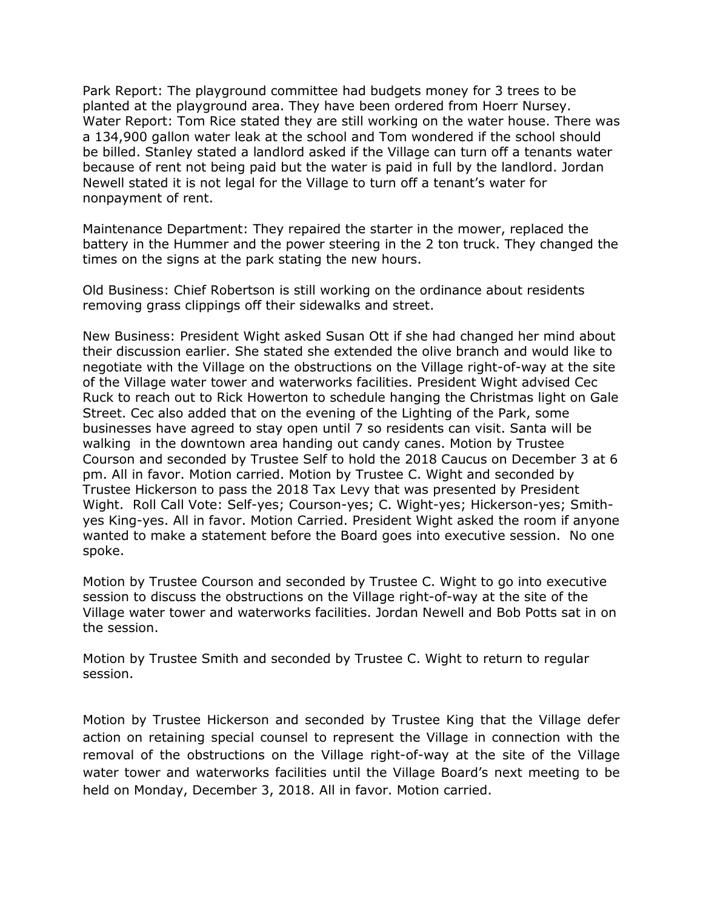Park Report: The playground committee had budgets money for 3 trees to be planted at the playground area. They have been ordered from Hoerr Nursey.
Water Report: Tom Rice stated they are still working on the water house. There was a 134,900 gallon water leak at the school and Tom wondered if the school should be billed. Stanley stated a landlord asked if the Village can turn off a tenants water because of rent not being paid but the water is paid in full by the landlord. Jordan Newell stated it is not legal for the Village to turn off a tenant's water for nonpayment of rent.

Maintenance Department: They repaired the starter in the mower, replaced the battery in the Hummer and the power steering in the 2 ton truck. They changed the times on the signs at the park stating the new hours.

Old Business: Chief Robertson is still working on the ordinance about residents removing grass clippings off their sidewalks and street.

New Business: President Wight asked Susan Ott if she had changed her mind about their discussion earlier. She stated she extended the olive branch and would like to negotiate with the Village on the obstructions on the Village right-of-way at the site of the Village water tower and waterworks facilities. President Wight advised Cec Ruck to reach out to Rick Howerton to schedule hanging the Christmas light on Gale Street. Cec also added that on the evening of the Lighting of the Park, some businesses have agreed to stay open until 7 so residents can visit. Santa will be walking in the downtown area handing out candy canes. Motion by Trustee Courson and seconded by Trustee Self to hold the 2018 Caucus on December 3 at 6 pm. All in favor. Motion carried. Motion by Trustee C. Wight and seconded by Trustee Hickerson to pass the 2018 Tax Levy that was presented by President Wight. Roll Call Vote: Self-yes; Courson-yes; C. Wight-yes; Hickerson-yes; Smith-yes King-yes. All in favor. Motion Carried. President Wight asked the room if anyone wanted to make a statement before the Board goes into executive session. No one spoke.

Motion by Trustee Courson and seconded by Trustee C. Wight to go into executive session to discuss the obstructions on the Village right-of-way at the site of the Village water tower and waterworks facilities. Jordan Newell and Bob Potts sat in on the session.

Motion by Trustee Smith and seconded by Trustee C. Wight to return to regular session.

Motion by Trustee Hickerson and seconded by Trustee King that the Village defer action on retaining special counsel to represent the Village in connection with the removal of the obstructions on the Village right-of-way at the site of the Village water tower and waterworks facilities until the Village Board's next meeting to be held on Monday, December 3, 2018. All in favor. Motion carried.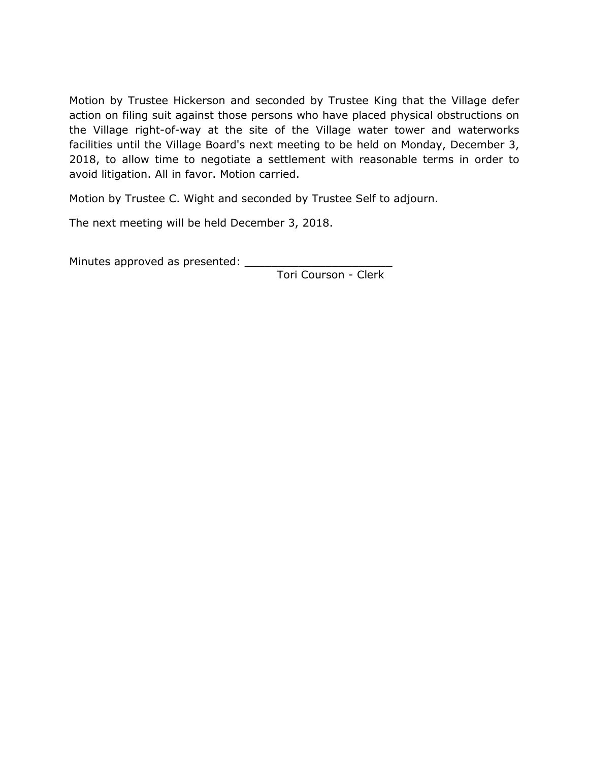Motion by Trustee Hickerson and seconded by Trustee King that the Village defer action on filing suit against those persons who have placed physical obstructions on the Village right-of-way at the site of the Village water tower and waterworks facilities until the Village Board's next meeting to be held on Monday, December 3, 2018, to allow time to negotiate a settlement with reasonable terms in order to avoid litigation. All in favor. Motion carried.

Motion by Trustee C. Wight and seconded by Trustee Self to adjourn.

The next meeting will be held December 3, 2018.

Minutes approved as presented: ______________________

Tori Courson - Clerk